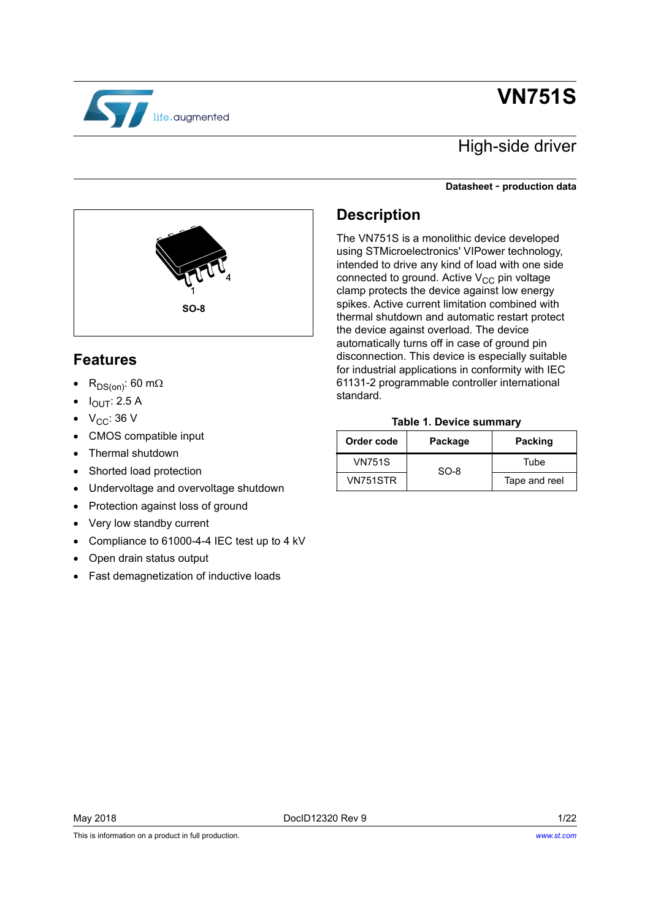# VN751S

## High-side driver

**Datasheet - production data**

SO-8

## Features

- $R_{DS(on)}$: 60 mΩ
- $I_{OUT}$: 2.5 A
- $V_{CC}$: 36 V
- CMOS compatible input
- Thermal shutdown
- Shorted load protection
- Undervoltage and overvoltage shutdown
- Protection against loss of ground
- Very low standby current
- Compliance to 61000-4-4 IEC test up to 4 kV
- Open drain status output
- Fast demagnetization of inductive loads

## Description

The VN751S is a monolithic device developed using STMicroelectronics' VIPower technology, intended to drive any kind of load with one side connected to ground. Active $V_{CC}$ pin voltage clamp protects the device against low energy spikes. Active current limitation combined with thermal shutdown and automatic restart protect the device against overload. The device automatically turns off in case of ground pin disconnection. This device is especially suitable for industrial applications in conformity with IEC 61131-2 programmable controller international standard.

**Table 1. Device summary**

| Order code | Package | Packing |
|---|---|---|
| VN751S | SO-8 | Tube |
| VN751STR | | Tape and reel |

May 2018 DocID12320 Rev 9

This is information on a product in full production.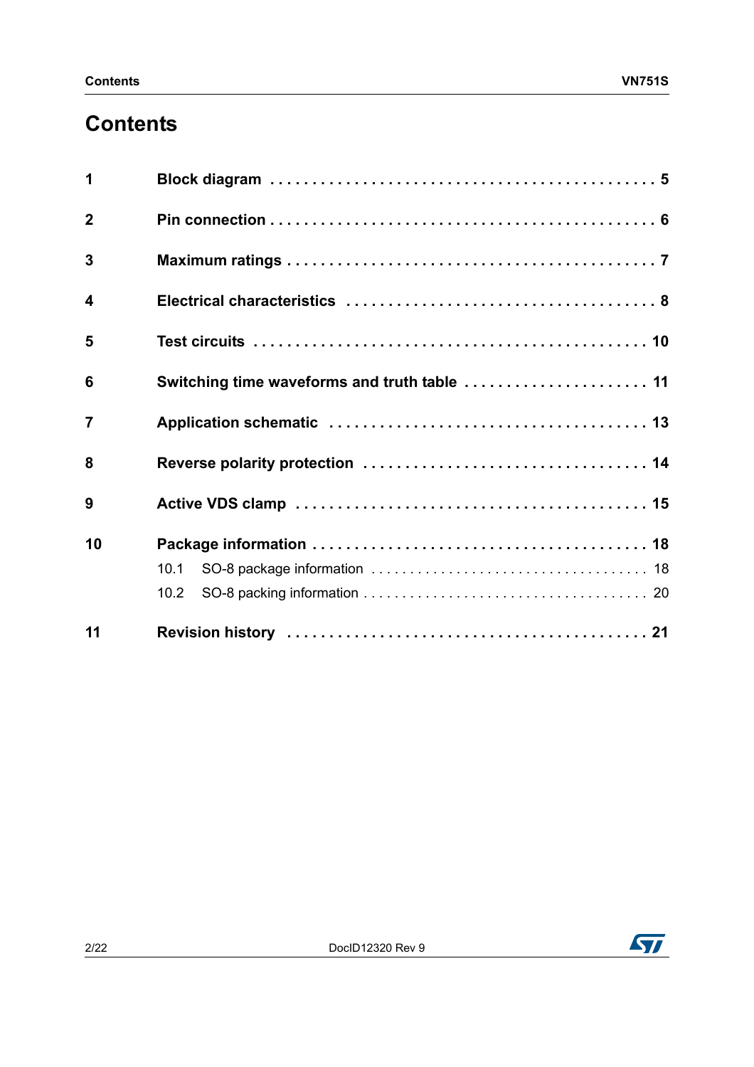# Contents

| | | |
|---|---|---|
| **1** | **Block diagram** | **5** |
| **2** | **Pin connection** | **6** |
| **3** | **Maximum ratings** | **7** |
| **4** | **Electrical characteristics** | **8** |
| **5** | **Test circuits** | **10** |
| **6** | **Switching time waveforms and truth table** | **11** |
| **7** | **Application schematic** | **13** |
| **8** | **Reverse polarity protection** | **14** |
| **9** | **Active VDS clamp** | **15** |
| **10** | **Package information** | **18** |
| | 10.1 SO-8 package information | 18 |
| | 10.2 SO-8 packing information | 20 |
| **11** | **Revision history** | **21** |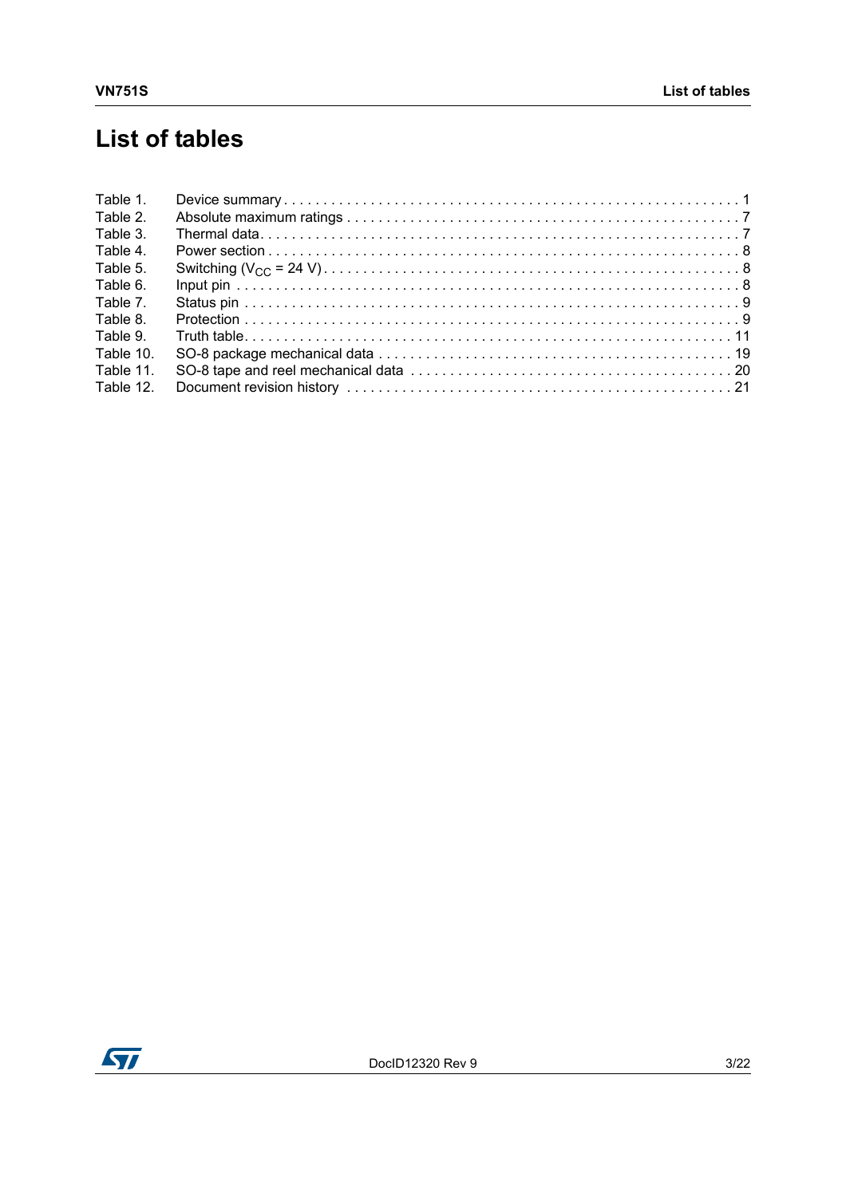# List of tables

Table 1. Device summary . . . . . . . . . . . . . . . . . . . . . . . . . . . . . . . . . . . . . . . . . . . . . . . . . . . . . . . . . 1
Table 2. Absolute maximum ratings . . . . . . . . . . . . . . . . . . . . . . . . . . . . . . . . . . . . . . . . . . . . . . . . . 7
Table 3. Thermal data. . . . . . . . . . . . . . . . . . . . . . . . . . . . . . . . . . . . . . . . . . . . . . . . . . . . . . . . . . . . 7
Table 4. Power section . . . . . . . . . . . . . . . . . . . . . . . . . . . . . . . . . . . . . . . . . . . . . . . . . . . . . . . . . . . 8
Table 5. Switching ($V_{CC}$ = 24 V) . . . . . . . . . . . . . . . . . . . . . . . . . . . . . . . . . . . . . . . . . . . . . . . . . . . . 8
Table 6. Input pin . . . . . . . . . . . . . . . . . . . . . . . . . . . . . . . . . . . . . . . . . . . . . . . . . . . . . . . . . . . . . . . 8
Table 7. Status pin . . . . . . . . . . . . . . . . . . . . . . . . . . . . . . . . . . . . . . . . . . . . . . . . . . . . . . . . . . . . . . 9
Table 8. Protection . . . . . . . . . . . . . . . . . . . . . . . . . . . . . . . . . . . . . . . . . . . . . . . . . . . . . . . . . . . . . . 9
Table 9. Truth table. . . . . . . . . . . . . . . . . . . . . . . . . . . . . . . . . . . . . . . . . . . . . . . . . . . . . . . . . . . . . . 11
Table 10. SO-8 package mechanical data . . . . . . . . . . . . . . . . . . . . . . . . . . . . . . . . . . . . . . . . . . . . . 19
Table 11. SO-8 tape and reel mechanical data . . . . . . . . . . . . . . . . . . . . . . . . . . . . . . . . . . . . . . . . . 20
Table 12. Document revision history . . . . . . . . . . . . . . . . . . . . . . . . . . . . . . . . . . . . . . . . . . . . . . . . 21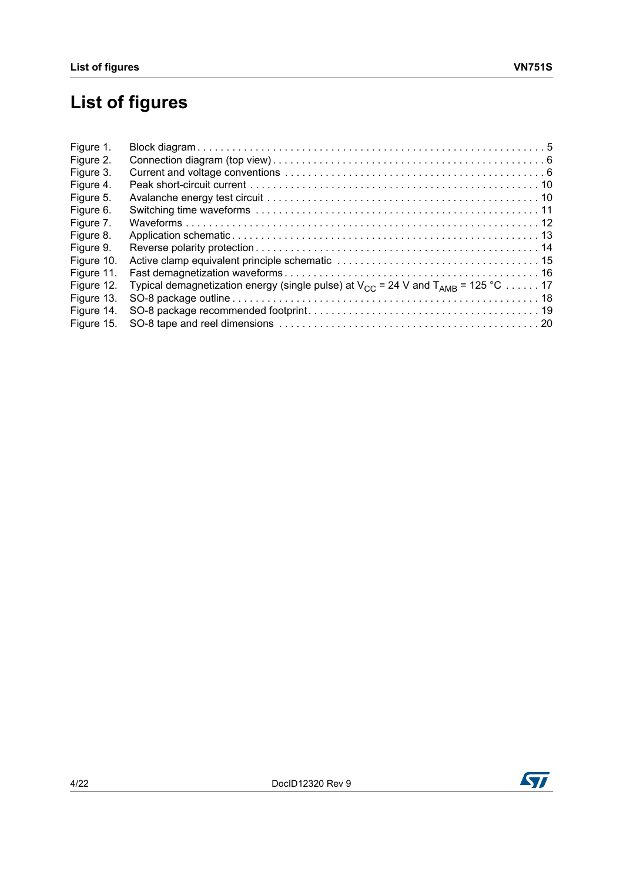# List of figures

Figure 1. Block diagram . . . . . . . . . . . . . . . . . . . . . . . . . . . . . . . . . . . . . . . . . . . . . . . . . . . . . . . . . . . . 5
Figure 2. Connection diagram (top view) . . . . . . . . . . . . . . . . . . . . . . . . . . . . . . . . . . . . . . . . . . . . . . . 6
Figure 3. Current and voltage conventions . . . . . . . . . . . . . . . . . . . . . . . . . . . . . . . . . . . . . . . . . . . . . 6
Figure 4. Peak short-circuit current . . . . . . . . . . . . . . . . . . . . . . . . . . . . . . . . . . . . . . . . . . . . . . . . . . 10
Figure 5. Avalanche energy test circuit . . . . . . . . . . . . . . . . . . . . . . . . . . . . . . . . . . . . . . . . . . . . . . . 10
Figure 6. Switching time waveforms . . . . . . . . . . . . . . . . . . . . . . . . . . . . . . . . . . . . . . . . . . . . . . . . . 11
Figure 7. Waveforms . . . . . . . . . . . . . . . . . . . . . . . . . . . . . . . . . . . . . . . . . . . . . . . . . . . . . . . . . . . . 12
Figure 8. Application schematic . . . . . . . . . . . . . . . . . . . . . . . . . . . . . . . . . . . . . . . . . . . . . . . . . . . . 13
Figure 9. Reverse polarity protection . . . . . . . . . . . . . . . . . . . . . . . . . . . . . . . . . . . . . . . . . . . . . . . . . 14
Figure 10. Active clamp equivalent principle schematic . . . . . . . . . . . . . . . . . . . . . . . . . . . . . . . . . . . 15
Figure 11. Fast demagnetization waveforms . . . . . . . . . . . . . . . . . . . . . . . . . . . . . . . . . . . . . . . . . . . . 16
Figure 12. Typical demagnetization energy (single pulse) at $V_{CC}$ = 24 V and $T_{AMB}$ = 125 °C . . . . . . 17
Figure 13. SO-8 package outline . . . . . . . . . . . . . . . . . . . . . . . . . . . . . . . . . . . . . . . . . . . . . . . . . . . . 18
Figure 14. SO-8 package recommended footprint . . . . . . . . . . . . . . . . . . . . . . . . . . . . . . . . . . . . . . . . 19
Figure 15. SO-8 tape and reel dimensions . . . . . . . . . . . . . . . . . . . . . . . . . . . . . . . . . . . . . . . . . . . . . 20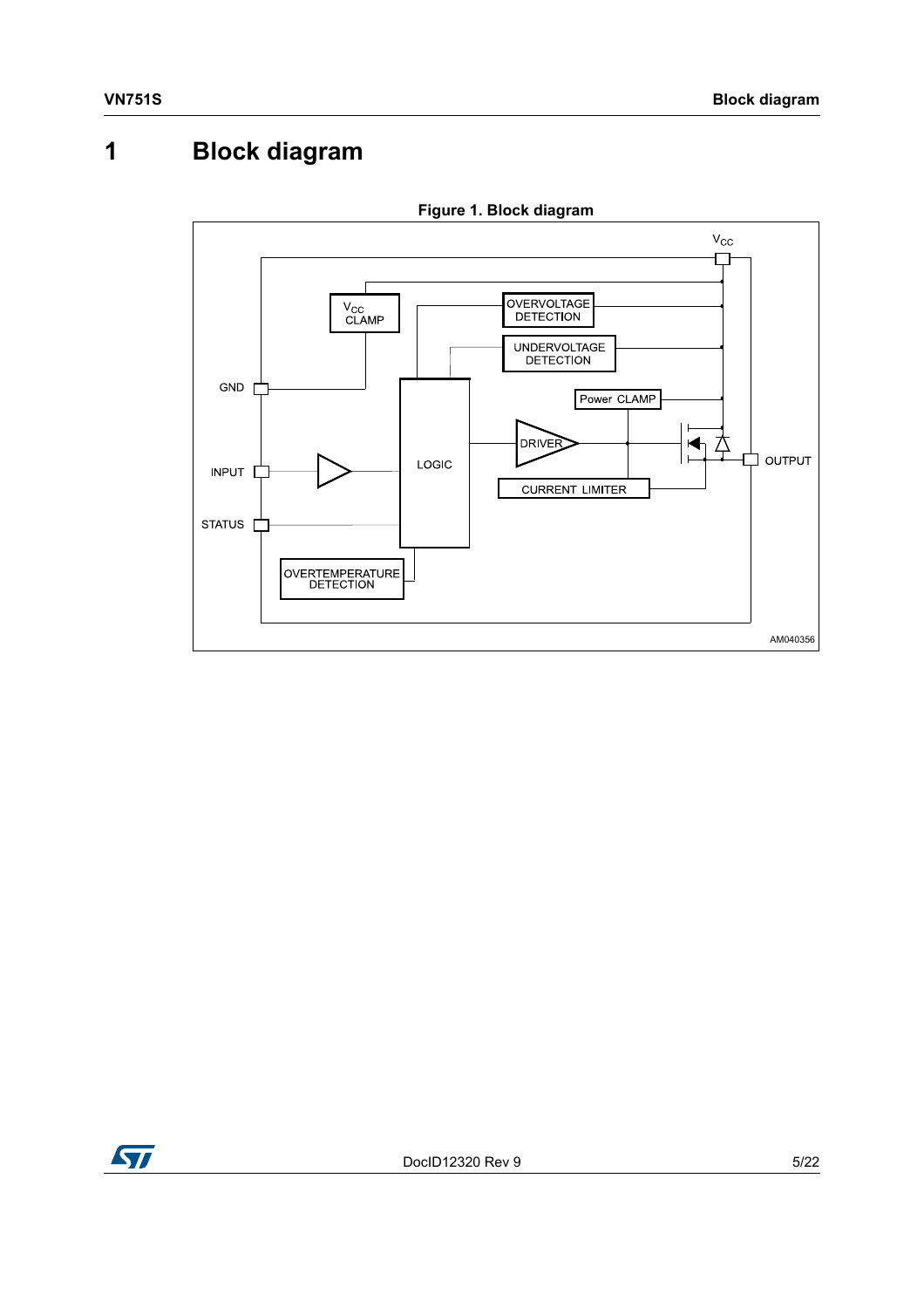# 1 Block diagram

**Figure 1. Block diagram**

$V_{CC}$

$V_{CC}$ CLAMP

OVERVOLTAGE DETECTION

UNDERVOLTAGE DETECTION

GND

Power CLAMP

LOGIC

DRIVER

INPUT

OUTPUT

CURRENT LIMITER

STATUS

OVERTEMPERATURE DETECTION

AM040356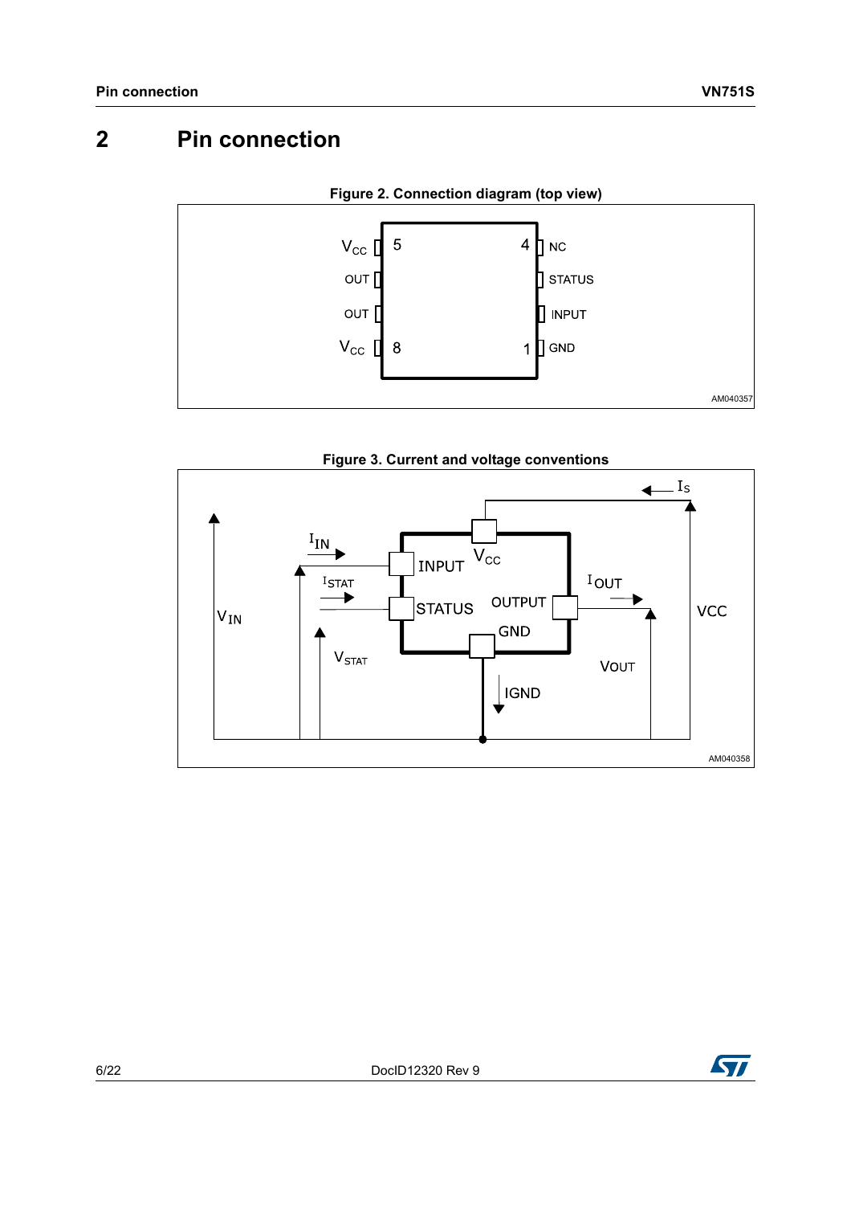# 2 Pin connection

**Figure 2. Connection diagram (top view)**

**Figure 3. Current and voltage conventions**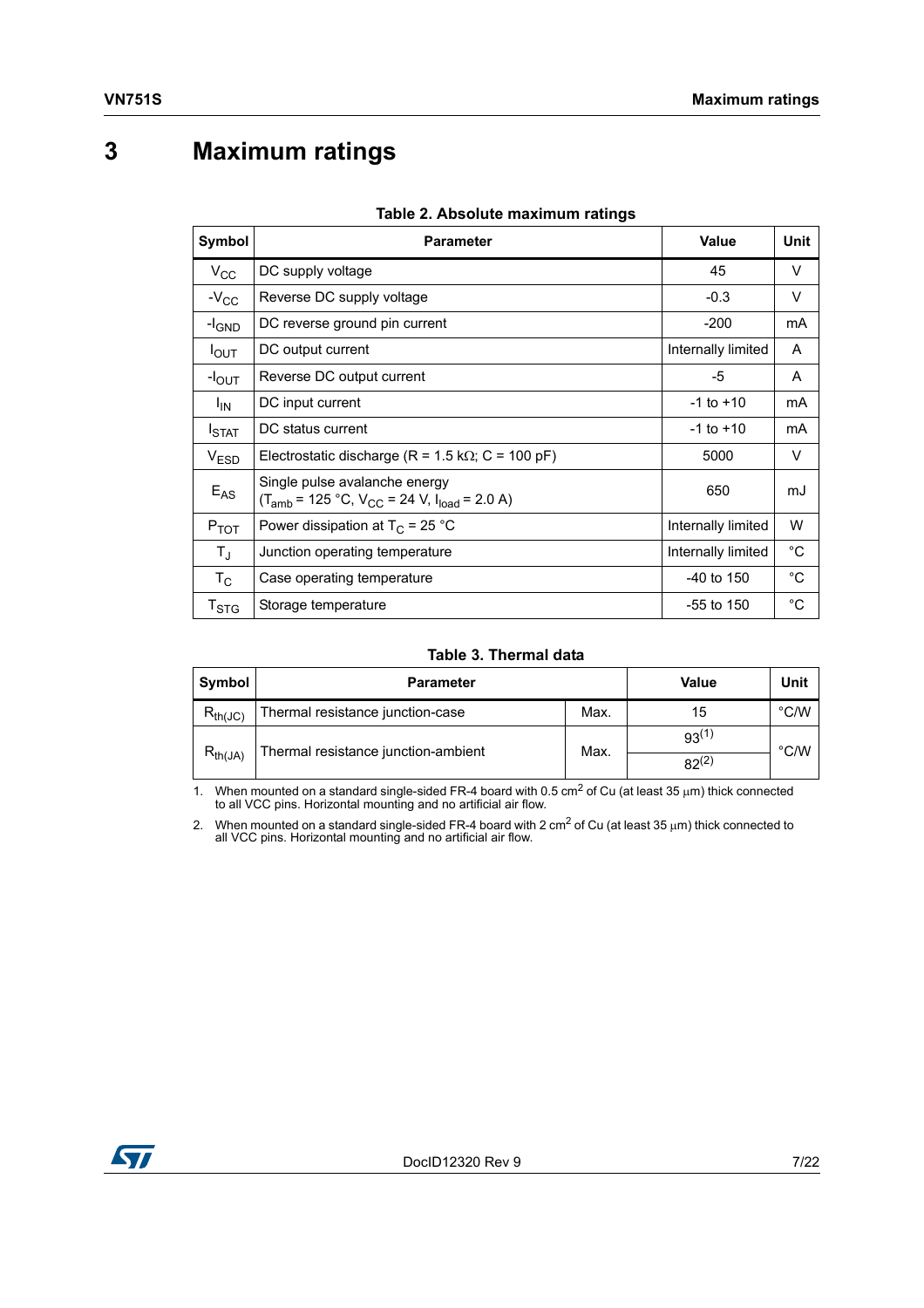# 3 Maximum ratings

**Table 2. Absolute maximum ratings**

| Symbol | Parameter | Value | Unit |
|---|---|---|---|
| $V_{CC}$ | DC supply voltage | 45 | V |
| $-V_{CC}$ | Reverse DC supply voltage | -0.3 | V |
| $-I_{GND}$ | DC reverse ground pin current | -200 | mA |
| $I_{OUT}$ | DC output current | Internally limited | A |
| $-I_{OUT}$ | Reverse DC output current | -5 | A |
| $I_{IN}$ | DC input current | -1 to +10 | mA |
| $I_{STAT}$ | DC status current | -1 to +10 | mA |
| $V_{ESD}$ | Electrostatic discharge (R = 1.5 kΩ; C = 100 pF) | 5000 | V |
| $E_{AS}$ | Single pulse avalanche energy ($T_{amb}$ = 125 °C, $V_{CC}$ = 24 V, $I_{load}$ = 2.0 A) | 650 | mJ |
| $P_{TOT}$ | Power dissipation at $T_C$ = 25 °C | Internally limited | W |
| $T_J$ | Junction operating temperature | Internally limited | °C |
| $T_C$ | Case operating temperature | -40 to 150 | °C |
| $T_{STG}$ | Storage temperature | -55 to 150 | °C |

**Table 3. Thermal data**

| Symbol | Parameter | | Value | Unit |
|---|---|---|---|---|
| $R_{th(JC)}$ | Thermal resistance junction-case | Max. | 15 | °C/W |
| $R_{th(JA)}$ | Thermal resistance junction-ambient | Max. | 93(1) | °C/W |
| | | | 82(2) | |

1. When mounted on a standard single-sided FR-4 board with 0.5 $cm^2$ of Cu (at least 35 µm) thick connected to all VCC pins. Horizontal mounting and no artificial air flow.
2. When mounted on a standard single-sided FR-4 board with 2 $cm^2$ of Cu (at least 35 µm) thick connected to all VCC pins. Horizontal mounting and no artificial air flow.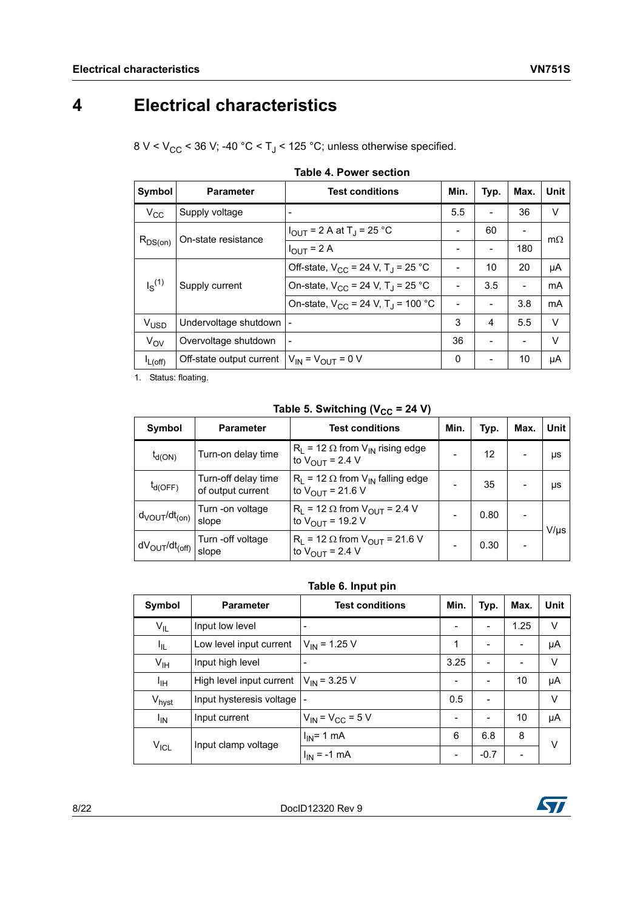# 4 Electrical characteristics

8 V < $V_{CC}$ < 36 V; -40 °C < $T_J$ < 125 °C; unless otherwise specified.

**Table 4. Power section**

| Symbol | Parameter | Test conditions | Min. | Typ. | Max. | Unit |
|---|---|---|---|---|---|---|
| $V_{CC}$ | Supply voltage | - | 5.5 | - | 36 | V |
| $R_{DS(on)}$ | On-state resistance | $I_{OUT}$ = 2 A at $T_J$ = 25 °C | - | 60 | - | mΩ |
| | | $I_{OUT}$ = 2 A | - | - | 180 | |
| $I_S$[1] | Supply current | Off-state, $V_{CC}$ = 24 V, $T_J$ = 25 °C | - | 10 | 20 | µA |
| | | On-state, $V_{CC}$ = 24 V, $T_J$ = 25 °C | - | 3.5 | - | mA |
| | | On-state, $V_{CC}$ = 24 V, $T_J$ = 100 °C | - | - | 3.8 | mA |
| $V_{USD}$ | Undervoltage shutdown | - | 3 | 4 | 5.5 | V |
| $V_{OV}$ | Overvoltage shutdown | - | 36 | - | - | V |
| $I_{L(off)}$ | Off-state output current | $V_{IN}$ = $V_{OUT}$ = 0 V | 0 | - | 10 | µA |

1. Status: floating.

**Table 5. Switching ($V_{CC}$ = 24 V)**

| Symbol | Parameter | Test conditions | Min. | Typ. | Max. | Unit |
|---|---|---|---|---|---|---|
| $t_{d(ON)}$ | Turn-on delay time | $R_L$ = 12 Ω from $V_{IN}$ rising edge to $V_{OUT}$ = 2.4 V | - | 12 | - | µs |
| $t_{d(OFF)}$ | Turn-off delay time of output current | $R_L$ = 12 Ω from $V_{IN}$ falling edge to $V_{OUT}$ = 21.6 V | - | 35 | - | µs |
| $d_{VOUT}/dt_{(on)}$ | Turn -on voltage slope | $R_L$ = 12 Ω from $V_{OUT}$ = 2.4 V to $V_{OUT}$ = 19.2 V | - | 0.80 | - | V/µs |
| $dV_{OUT}/dt_{(off)}$ | Turn -off voltage slope | $R_L$ = 12 Ω from $V_{OUT}$ = 21.6 V to $V_{OUT}$ = 2.4 V | - | 0.30 | - | |

**Table 6. Input pin**

| Symbol | Parameter | Test conditions | Min. | Typ. | Max. | Unit |
|---|---|---|---|---|---|---|
| $V_{IL}$ | Input low level | - | - | - | 1.25 | V |
| $I_{IL}$ | Low level input current | $V_{IN}$ = 1.25 V | 1 | - | - | µA |
| $V_{IH}$ | Input high level | - | 3.25 | - | - | V |
| $I_{IH}$ | High level input current | $V_{IN}$ = 3.25 V | - | - | 10 | µA |
| $V_{hyst}$ | Input hysteresis voltage | - | 0.5 | - | | V |
| $I_{IN}$ | Input current | $V_{IN}$ = $V_{CC}$ = 5 V | - | - | 10 | µA |
| $V_{ICL}$ | Input clamp voltage | $I_{IN}$= 1 mA | 6 | 6.8 | 8 | V |
| | | $I_{IN}$ = -1 mA | - | -0.7 | - | |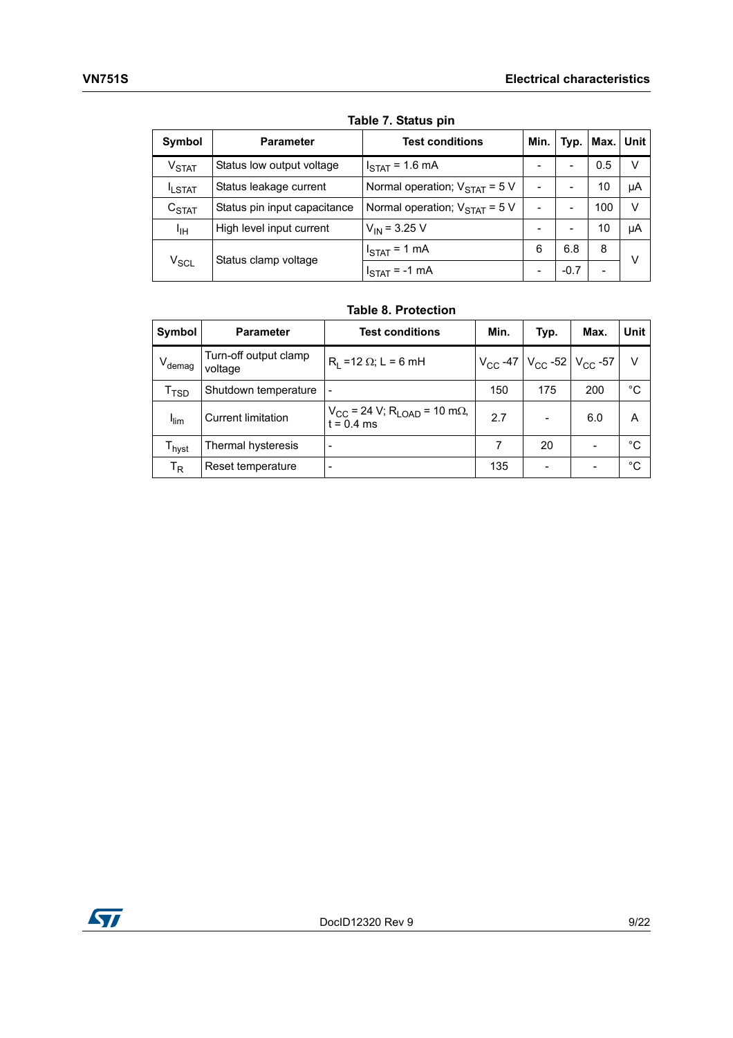**Table 7. Status pin**

| Symbol | Parameter | Test conditions | Min. | Typ. | Max. | Unit |
|---|---|---|---|---|---|---|
| $V_{STAT}$ | Status low output voltage | $I_{STAT}$ = 1.6 mA | - | - | 0.5 | V |
| $I_{LSTAT}$ | Status leakage current | Normal operation; $V_{STAT}$ = 5 V | - | - | 10 | µA |
| $C_{STAT}$ | Status pin input capacitance | Normal operation; $V_{STAT}$ = 5 V | - | - | 100 | V |
| $I_{IH}$ | High level input current | $V_{IN}$ = 3.25 V | - | - | 10 | µA |
| $V_{SCL}$ | Status clamp voltage | $I_{STAT}$ = 1 mA | 6 | 6.8 | 8 | V |
| | | $I_{STAT}$ = -1 mA | - | -0.7 | - | |

**Table 8. Protection**

| Symbol | Parameter | Test conditions | Min. | Typ. | Max. | Unit |
|---|---|---|---|---|---|---|
| $V_{demag}$ | Turn-off output clamp voltage | $R_L$ =12 Ω; L = 6 mH | $V_{CC}$ -47 | $V_{CC}$ -52 | $V_{CC}$ -57 | V |
| $T_{TSD}$ | Shutdown temperature | - | 150 | 175 | 200 | °C |
| $I_{lim}$ | Current limitation | $V_{CC}$ = 24 V; $R_{LOAD}$ = 10 mΩ, t = 0.4 ms | 2.7 | - | 6.0 | A |
| $T_{hyst}$ | Thermal hysteresis | - | 7 | 20 | - | °C |
| $T_R$ | Reset temperature | - | 135 | - | - | °C |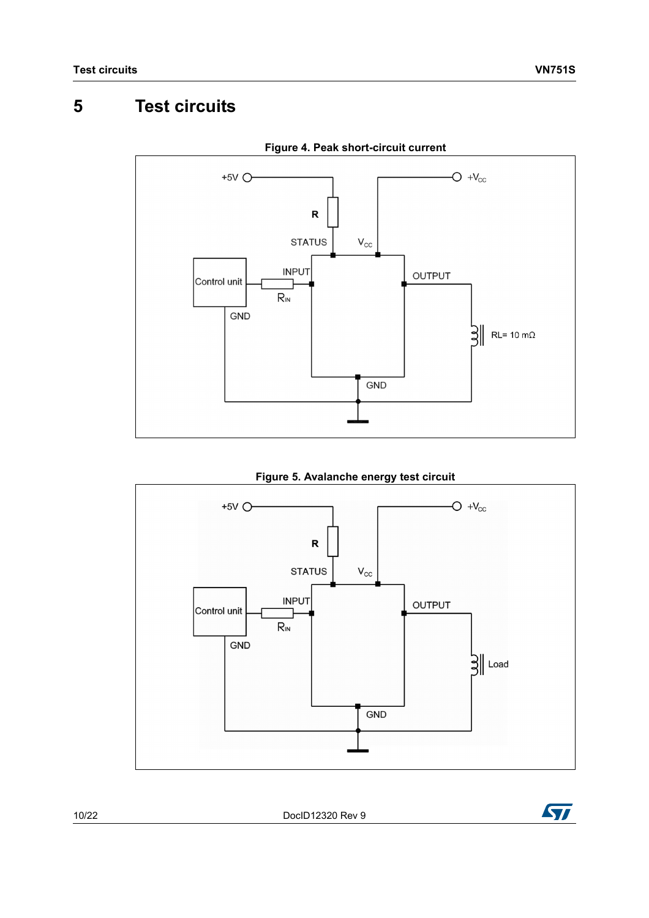# 5 Test circuits

**Figure 4. Peak short-circuit current**

**Figure 5. Avalanche energy test circuit**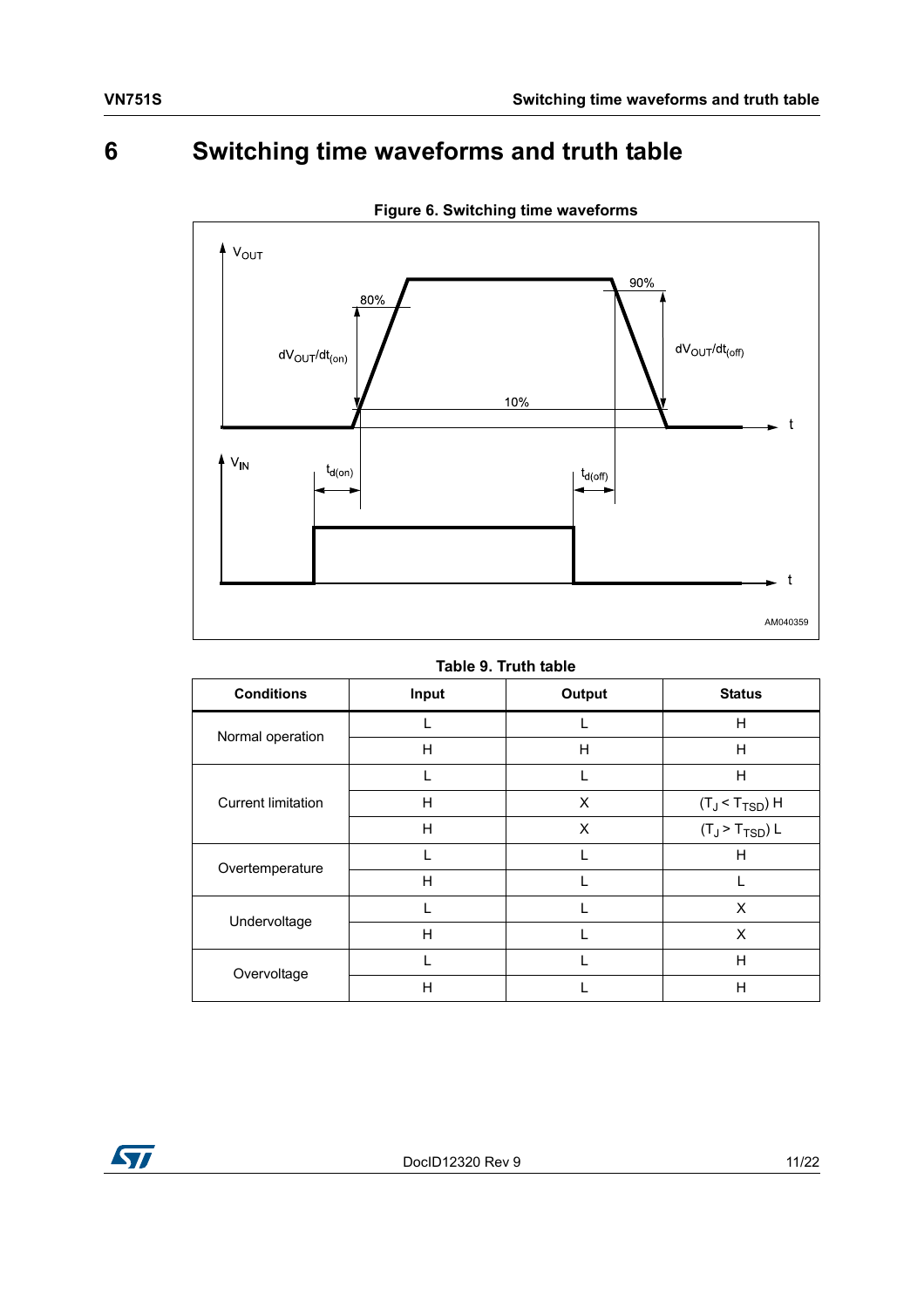# 6 Switching time waveforms and truth table

**Figure 6. Switching time waveforms**

**Table 9. Truth table**

| Conditions | Input | Output | Status |
|---|---|---|---|
| Normal operation | L | L | H |
| | H | H | H |
| Current limitation | L | L | H |
| | H | X | ($T_J < T_{TSD}$) H |
| | H | X | ($T_J > T_{TSD}$) L |
| Overtemperature | L | L | H |
| | H | L | L |
| Undervoltage | L | L | X |
| | H | L | X |
| Overvoltage | L | L | H |
| | H | L | H |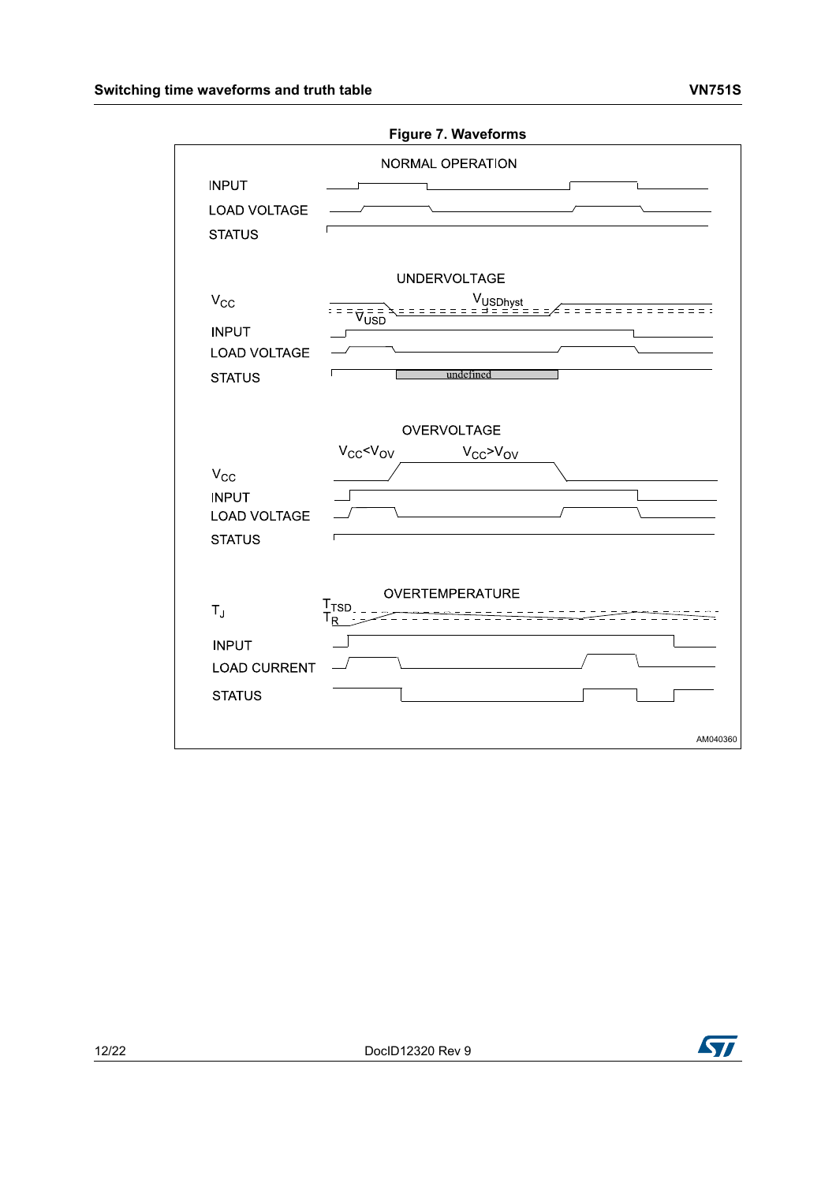**Figure 7. Waveforms**

NORMAL OPERATION

INPUT

LOAD VOLTAGE

STATUS

UNDERVOLTAGE

$V_{CC}$

$V_{USDhyst}$

$V_{USD}$

INPUT

LOAD VOLTAGE

STATUS

undefined

OVERVOLTAGE

$V_{CC}$<$V_{OV}$

$V_{CC}$>$V_{OV}$

$V_{CC}$

INPUT

LOAD VOLTAGE

STATUS

OVERTEMPERATURE

$T_J$

$T_{TSD}$

$T_R$

INPUT

LOAD CURRENT

STATUS

AM040360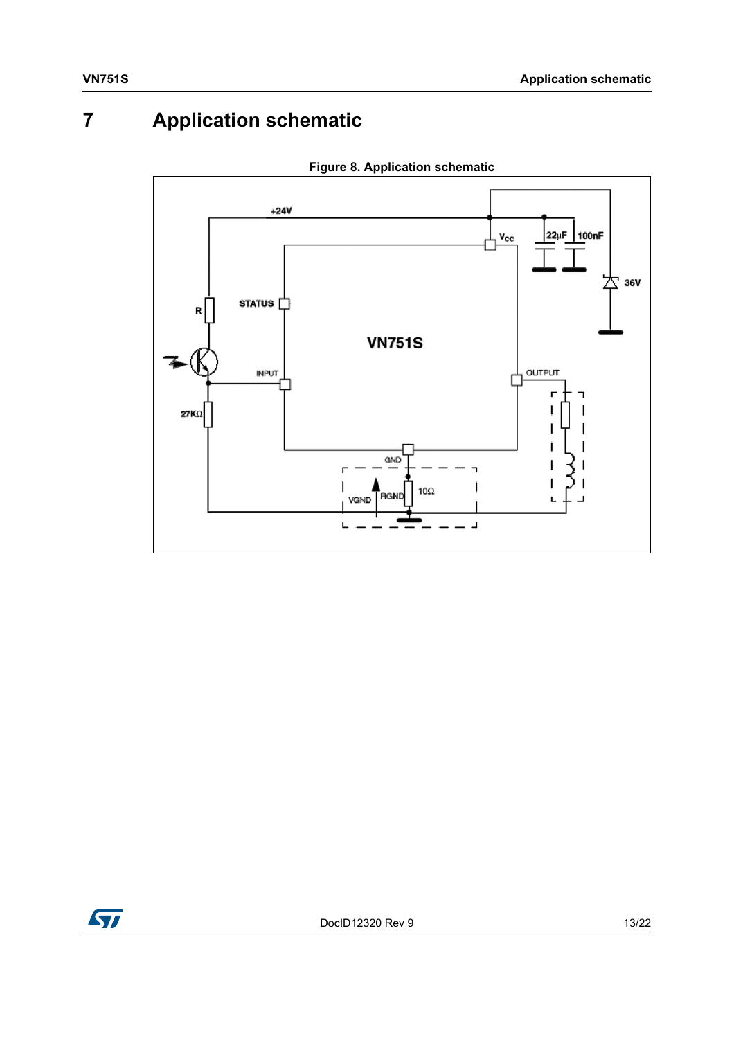# 7 Application schematic

**Figure 8. Application schematic**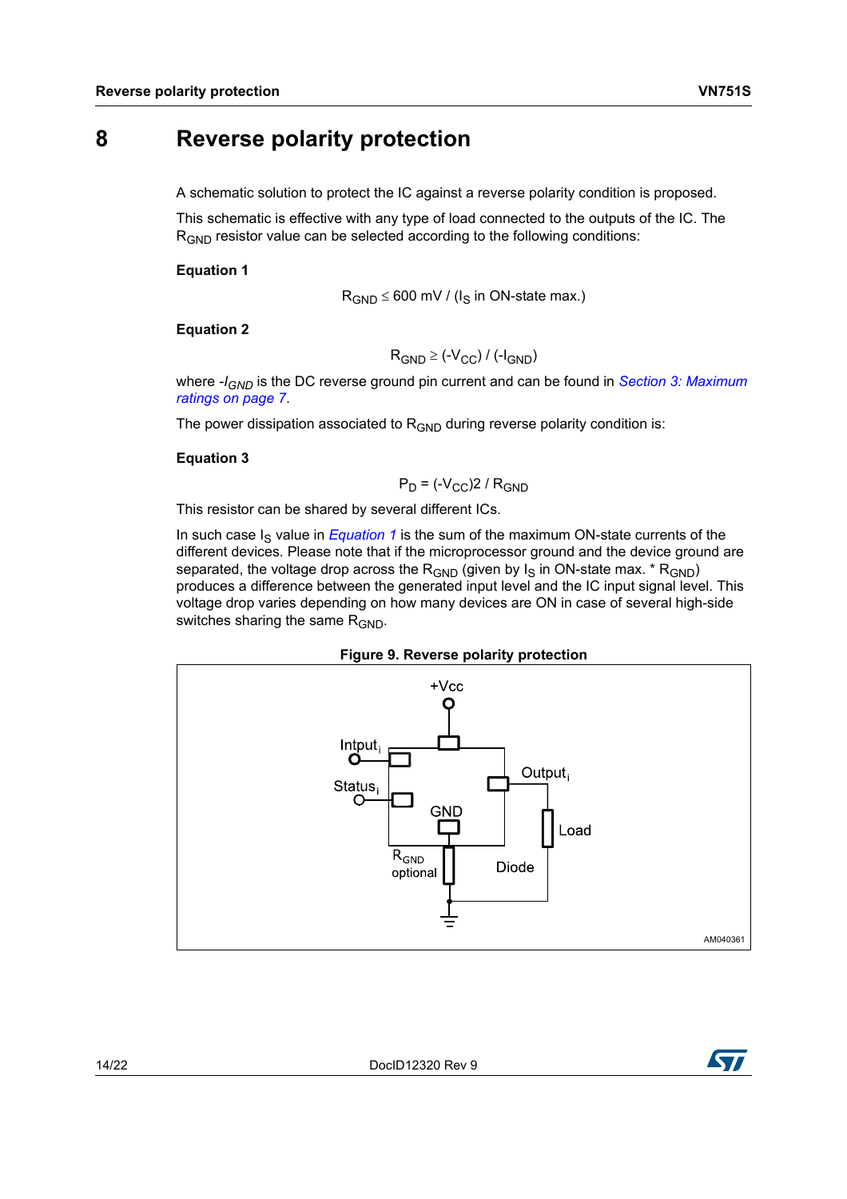# 8 Reverse polarity protection

A schematic solution to protect the IC against a reverse polarity condition is proposed.

This schematic is effective with any type of load connected to the outputs of the IC. The $R_{GND}$ resistor value can be selected according to the following conditions:

**Equation 1**

$$R_{GND} \leq 600\ mV / (I_S \text{ in ON-state max.})$$

**Equation 2**

$$R_{GND} \geq (-V_{CC}) / (-I_{GND})$$

where $-I_{GND}$ is the DC reverse ground pin current and can be found in *Section 3: Maximum ratings on page 7*.

The power dissipation associated to $R_{GND}$ during reverse polarity condition is:

**Equation 3**

$$P_D = (-V_{CC})2 / R_{GND}$$

This resistor can be shared by several different ICs.

In such case $I_S$ value in *Equation 1* is the sum of the maximum ON-state currents of the different devices. Please note that if the microprocessor ground and the device ground are separated, the voltage drop across the $R_{GND}$ (given by $I_S$ in ON-state max. * $R_{GND}$) produces a difference between the generated input level and the IC input signal level. This voltage drop varies depending on how many devices are ON in case of several high-side switches sharing the same $R_{GND}$.

**Figure 9. Reverse polarity protection**

+Vcc

Intput$_i$

Status$_i$

Output$_i$

GND

Load

$R_{GND}$ optional

Diode

AM040361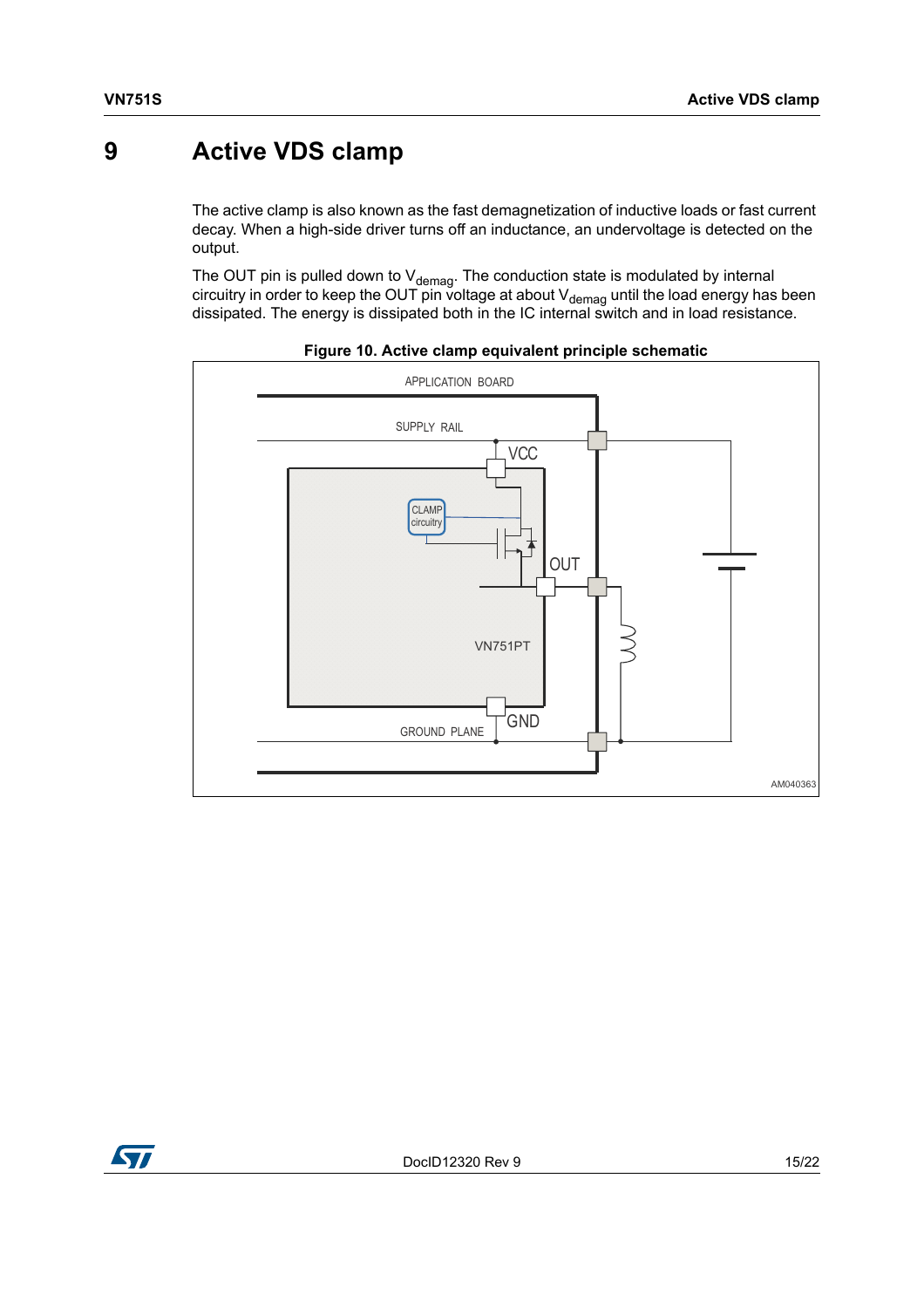# 9 Active VDS clamp

The active clamp is also known as the fast demagnetization of inductive loads or fast current decay. When a high-side driver turns off an inductance, an undervoltage is detected on the output.

The OUT pin is pulled down to $V_{demag}$. The conduction state is modulated by internal circuitry in order to keep the OUT pin voltage at about $V_{demag}$ until the load energy has been dissipated. The energy is dissipated both in the IC internal switch and in load resistance.

**Figure 10. Active clamp equivalent principle schematic**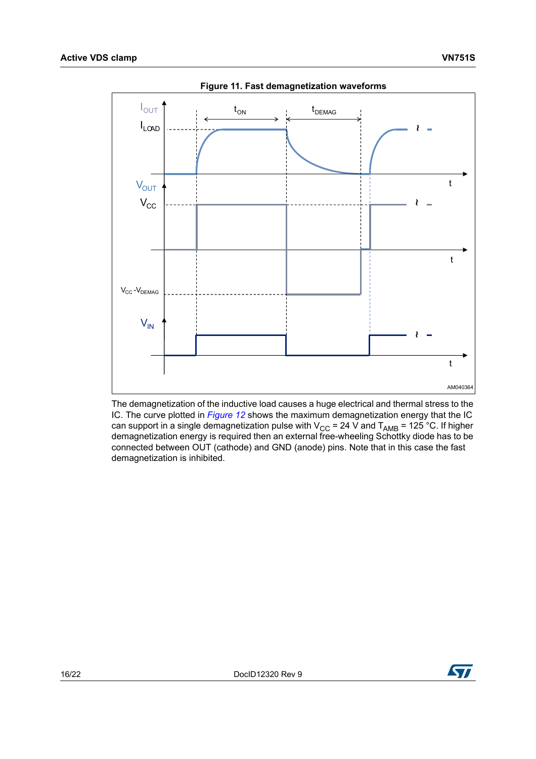**Figure 11. Fast demagnetization waveforms**

The demagnetization of the inductive load causes a huge electrical and thermal stress to the IC. The curve plotted in *Figure 12* shows the maximum demagnetization energy that the IC can support in a single demagnetization pulse with $V_{CC}$ = 24 V and $T_{AMB}$ = 125 °C. If higher demagnetization energy is required then an external free-wheeling Schottky diode has to be connected between OUT (cathode) and GND (anode) pins. Note that in this case the fast demagnetization is inhibited.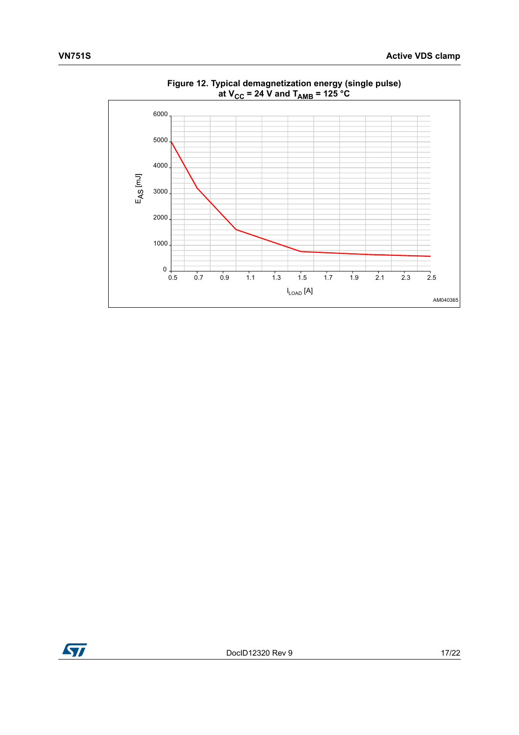**Figure 12. Typical demagnetization energy (single pulse) at $V_{CC}$ = 24 V and $T_{AMB}$ = 125 °C**

$E_{AS}$ [mJ]

6000
5000
4000
3000
2000
1000
0

0.5 0.7 0.9 1.1 1.3 1.5 1.7 1.9 2.1 2.3 2.5

$I_{LOAD}$ [A]

AM040365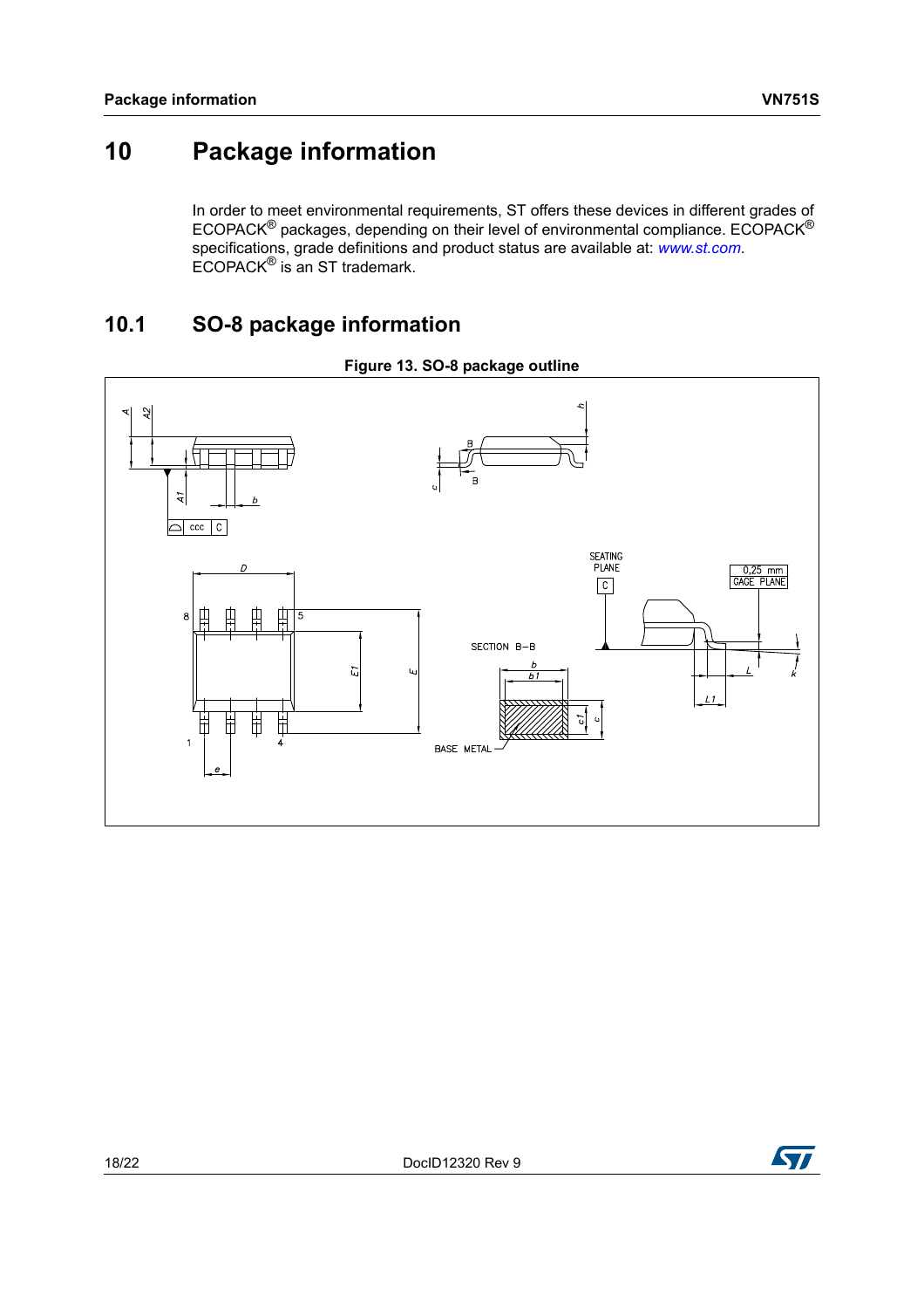# 10 Package information

In order to meet environmental requirements, ST offers these devices in different grades of ECOPACK® packages, depending on their level of environmental compliance. ECOPACK® specifications, grade definitions and product status are available at: *www.st.com*. ECOPACK® is an ST trademark.

## 10.1 SO-8 package information

**Figure 13. SO-8 package outline**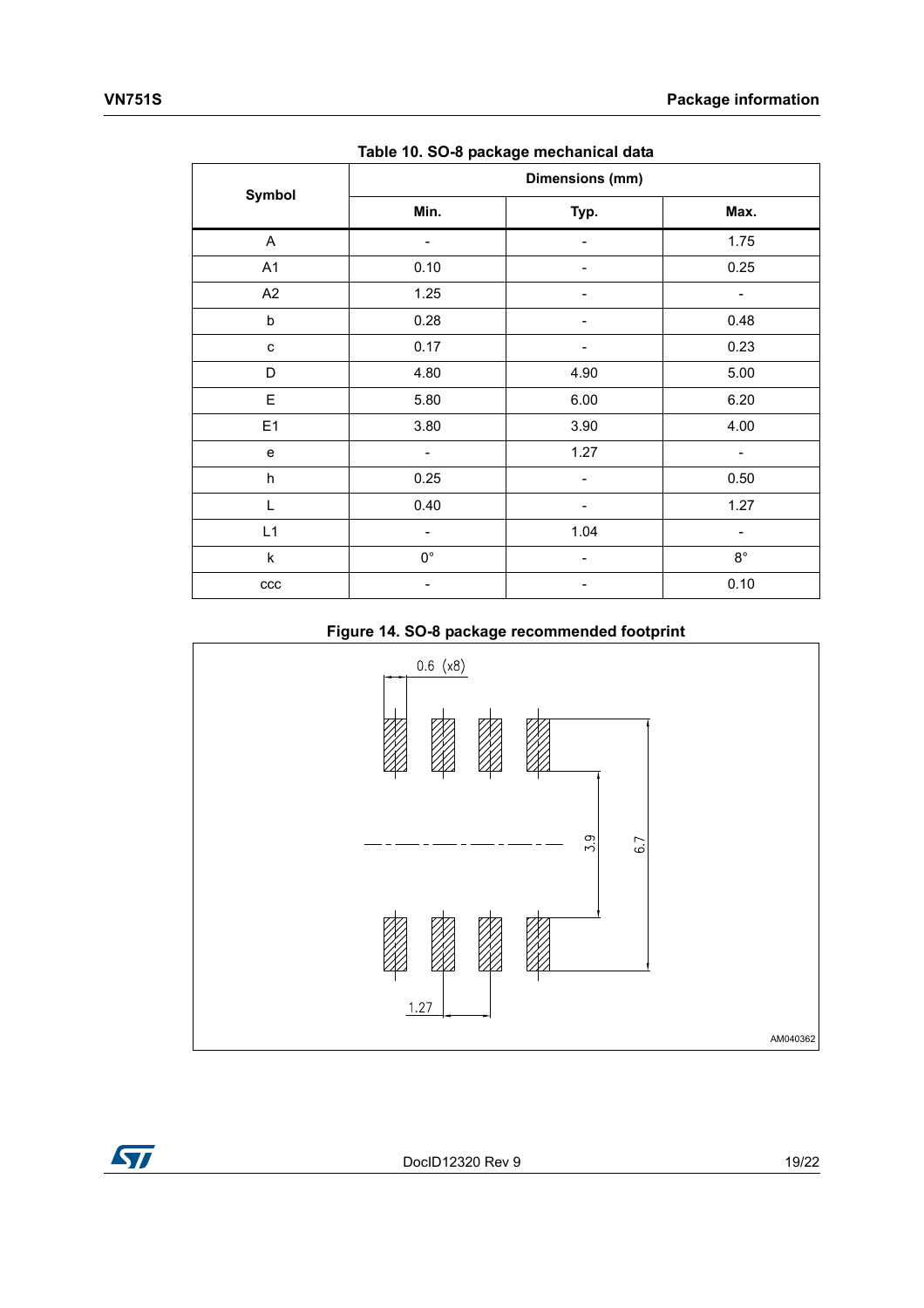**Table 10. SO-8 package mechanical data**

| Symbol | Dimensions (mm) | | |
|---|---|---|---|
| | Min. | Typ. | Max. |
| A | - | - | 1.75 |
| A1 | 0.10 | - | 0.25 |
| A2 | 1.25 | - | - |
| b | 0.28 | - | 0.48 |
| c | 0.17 | - | 0.23 |
| D | 4.80 | 4.90 | 5.00 |
| E | 5.80 | 6.00 | 6.20 |
| E1 | 3.80 | 3.90 | 4.00 |
| e | - | 1.27 | - |
| h | 0.25 | - | 0.50 |
| L | 0.40 | - | 1.27 |
| L1 | - | 1.04 | - |
| k | 0° | - | 8° |
| ccc | - | - | 0.10 |

**Figure 14. SO-8 package recommended footprint**

0.6 (x8)

3.9

6.7

1.27

AM040362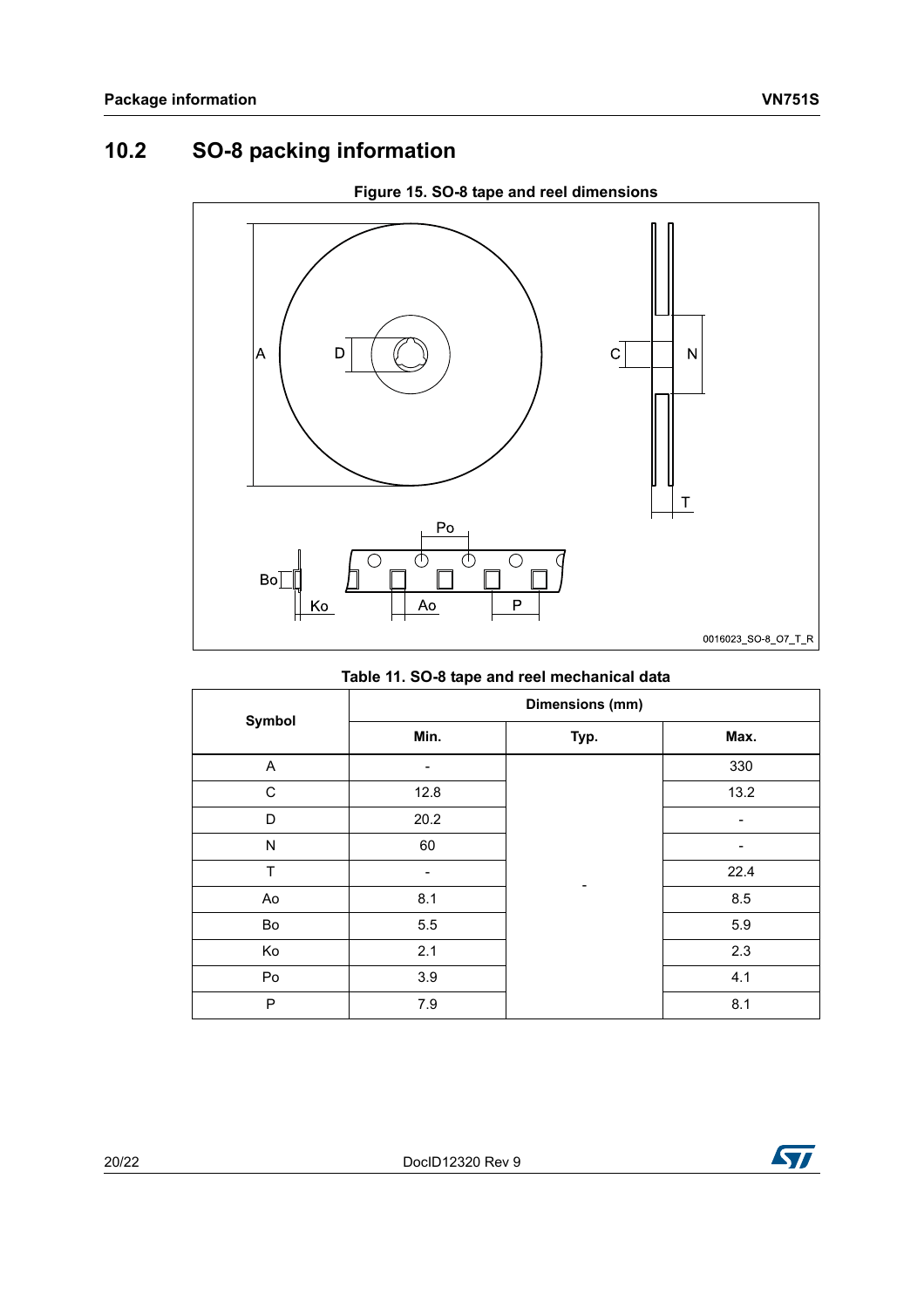## 10.2 SO-8 packing information

**Figure 15. SO-8 tape and reel dimensions**

**Table 11. SO-8 tape and reel mechanical data**

| Symbol | Dimensions (mm) | | |
|---|---|---|---|
| | Min. | Typ. | Max. |
| A | - | - | 330 |
| C | 12.8 | - | 13.2 |
| D | 20.2 | - | - |
| N | 60 | - | - |
| T | - | - | 22.4 |
| Ao | 8.1 | - | 8.5 |
| Bo | 5.5 | - | 5.9 |
| Ko | 2.1 | - | 2.3 |
| Po | 3.9 | - | 4.1 |
| P | 7.9 | - | 8.1 |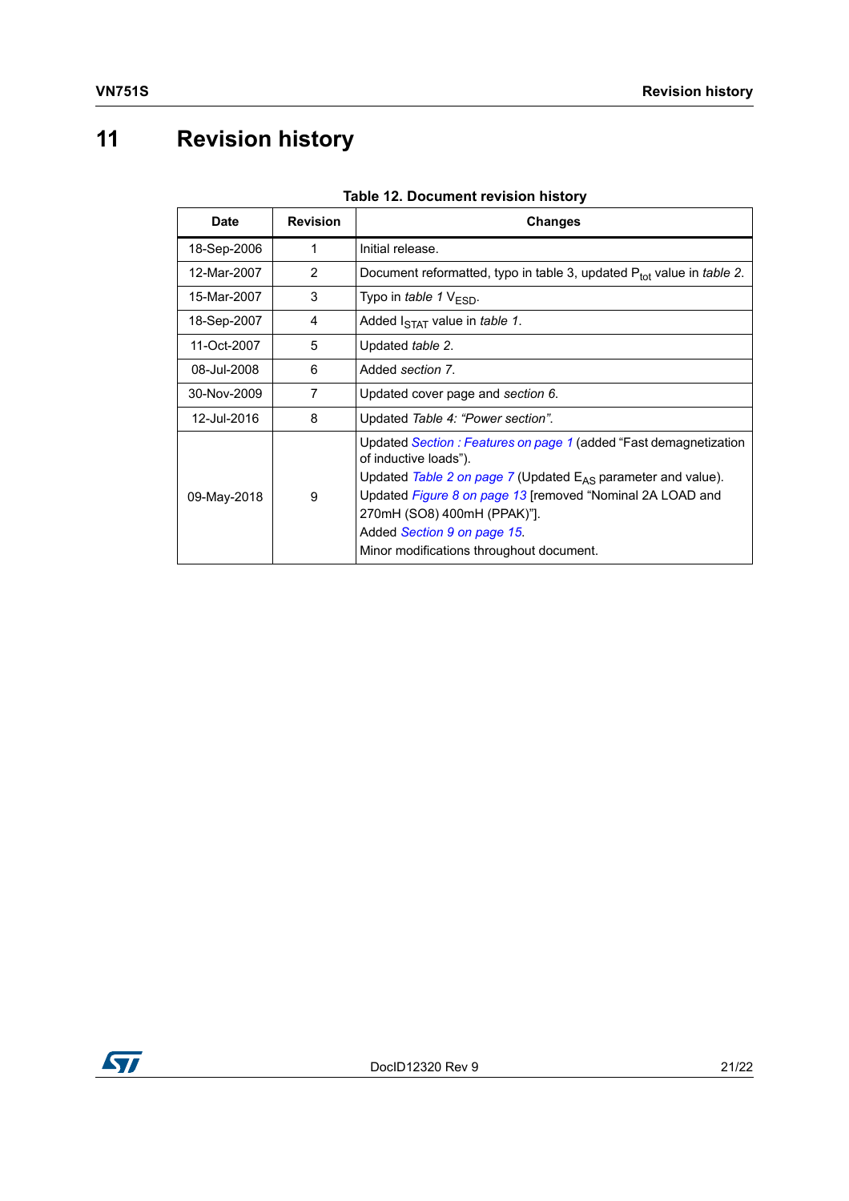# 11 Revision history

**Table 12. Document revision history**

| Date | Revision | Changes |
|---|---|---|
| 18-Sep-2006 | 1 | Initial release. |
| 12-Mar-2007 | 2 | Document reformatted, typo in table 3, updated $P_{tot}$ value in *table 2*. |
| 15-Mar-2007 | 3 | Typo in *table 1* $V_{ESD}$. |
| 18-Sep-2007 | 4 | Added $I_{STAT}$ value in *table 1*. |
| 11-Oct-2007 | 5 | Updated *table 2*. |
| 08-Jul-2008 | 6 | Added *section 7*. |
| 30-Nov-2009 | 7 | Updated cover page and *section 6*. |
| 12-Jul-2016 | 8 | Updated *Table 4: "Power section"*. |
| 09-May-2018 | 9 | Updated *Section : Features on page 1* (added "Fast demagnetization of inductive loads").<br>Updated *Table 2 on page 7* (Updated $E_{AS}$ parameter and value).<br>Updated *Figure 8 on page 13* [removed "Nominal 2A LOAD and 270mH (SO8) 400mH (PPAK)"].<br>Added *Section 9 on page 15*.<br>Minor modifications throughout document. |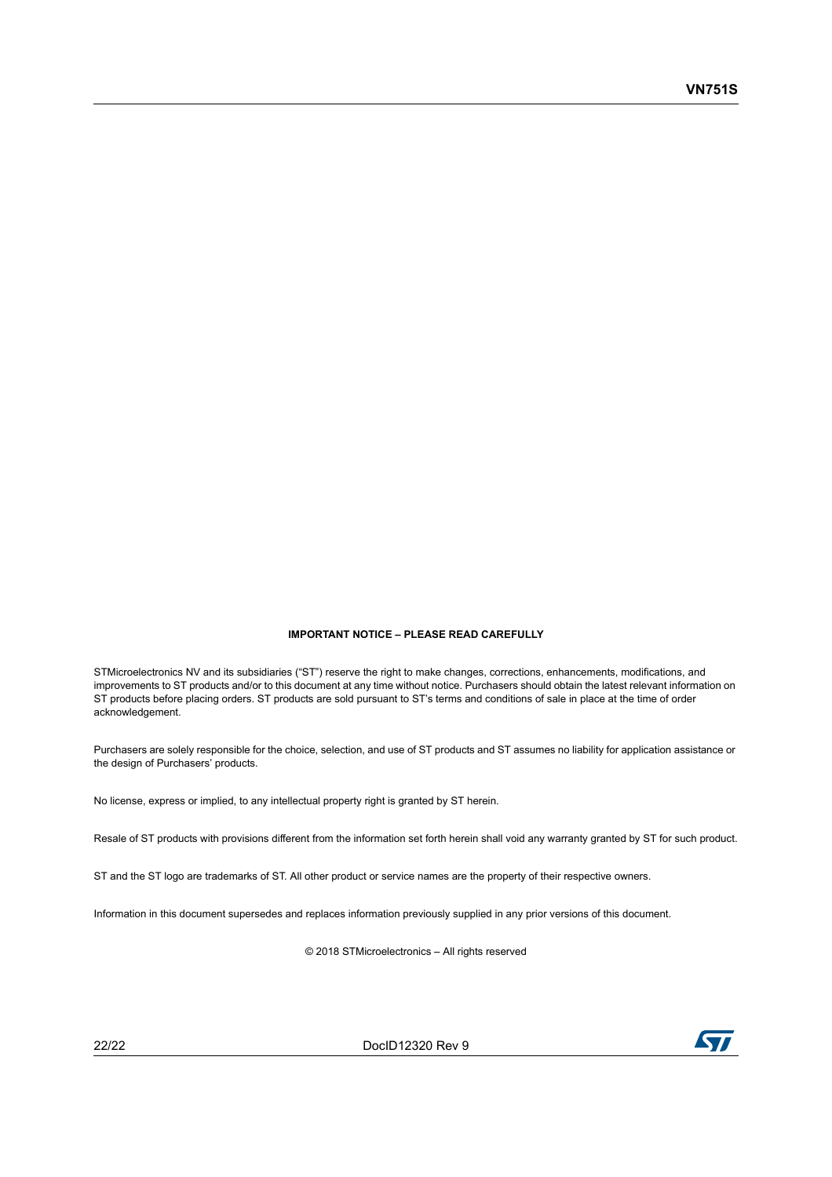**IMPORTANT NOTICE – PLEASE READ CAREFULLY**

STMicroelectronics NV and its subsidiaries (“ST”) reserve the right to make changes, corrections, enhancements, modifications, and improvements to ST products and/or to this document at any time without notice. Purchasers should obtain the latest relevant information on ST products before placing orders. ST products are sold pursuant to ST’s terms and conditions of sale in place at the time of order acknowledgement.

Purchasers are solely responsible for the choice, selection, and use of ST products and ST assumes no liability for application assistance or the design of Purchasers’ products.

No license, express or implied, to any intellectual property right is granted by ST herein.

Resale of ST products with provisions different from the information set forth herein shall void any warranty granted by ST for such product.

ST and the ST logo are trademarks of ST. All other product or service names are the property of their respective owners.

Information in this document supersedes and replaces information previously supplied in any prior versions of this document.

© 2018 STMicroelectronics – All rights reserved